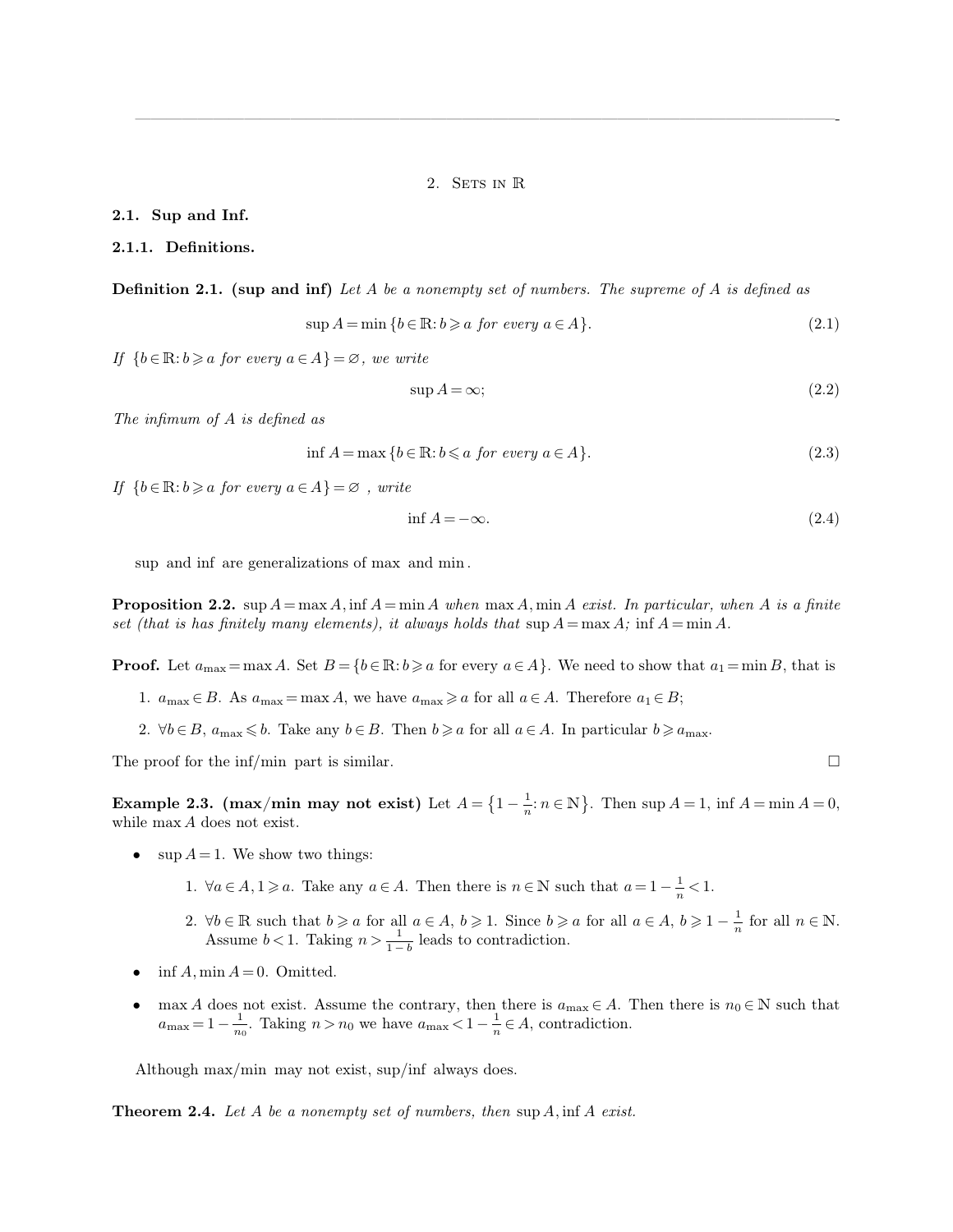# 2. Sets in $\mathbb{R}$

## 2.1. Sup and Inf.

### 2.1.1. Definitions.

**Definition 2.1. (sup and inf)** *Let $A$ be a nonempty set of numbers. The supreme of $A$ is defined as*

$$\sup A = \min \{b \in \mathbb{R}: b \geqslant a \text{ for every } a \in A\}. \tag{2.1}$$

*If $\{b \in \mathbb{R}: b \geqslant a \text{ for every } a \in A\} = \varnothing$, we write*

$$\sup A = \infty; \tag{2.2}$$

*The infimum of $A$ is defined as*

$$\inf A = \max \{b \in \mathbb{R}: b \leqslant a \text{ for every } a \in A\}. \tag{2.3}$$

*If $\{b \in \mathbb{R}: b \geqslant a \text{ for every } a \in A\} = \varnothing$ , write*

$$\inf A = -\infty. \tag{2.4}$$

sup and inf are generalizations of max and min.

**Proposition 2.2.** $\sup A = \max A, \inf A = \min A$ *when* $\max A, \min A$ *exist. In particular, when $A$ is a finite set (that is has finitely many elements), it always holds that* $\sup A = \max A$; $\inf A = \min A$.

**Proof.** Let $a_{\max} = \max A$. Set $B = \{b \in \mathbb{R}: b \geqslant a \text{ for every } a \in A\}$. We need to show that $a_1 = \min B$, that is

1. $a_{\max} \in B$. As $a_{\max} = \max A$, we have $a_{\max} \geqslant a$ for all $a \in A$. Therefore $a_1 \in B$;
2. $\forall b \in B$, $a_{\max} \leqslant b$. Take any $b \in B$. Then $b \geqslant a$ for all $a \in A$. In particular $b \geqslant a_{\max}$.

The proof for the inf/min part is similar. □

**Example 2.3. (max/min may not exist)** Let $A = \left\{1 - \frac{1}{n}: n \in \mathbb{N}\right\}$. Then $\sup A = 1$, $\inf A = \min A = 0$, while $\max A$ does not exist.

- $\sup A = 1$. We show two things:
  1. $\forall a \in A, 1 \geqslant a$. Take any $a \in A$. Then there is $n \in \mathbb{N}$ such that $a = 1 - \frac{1}{n} < 1$.
  2. $\forall b \in \mathbb{R}$ such that $b \geqslant a$ for all $a \in A$, $b \geqslant 1$. Since $b \geqslant a$ for all $a \in A$, $b \geqslant 1 - \frac{1}{n}$ for all $n \in \mathbb{N}$. Assume $b < 1$. Taking $n > \frac{1}{1-b}$ leads to contradiction.
- $\inf A, \min A = 0$. Omitted.
- $\max A$ does not exist. Assume the contrary, then there is $a_{\max} \in A$. Then there is $n_0 \in \mathbb{N}$ such that $a_{\max} = 1 - \frac{1}{n_0}$. Taking $n > n_0$ we have $a_{\max} < 1 - \frac{1}{n} \in A$, contradiction.

Although max/min may not exist, sup/inf always does.

**Theorem 2.4.** *Let $A$ be a nonempty set of numbers, then* $\sup A, \inf A$ *exist.*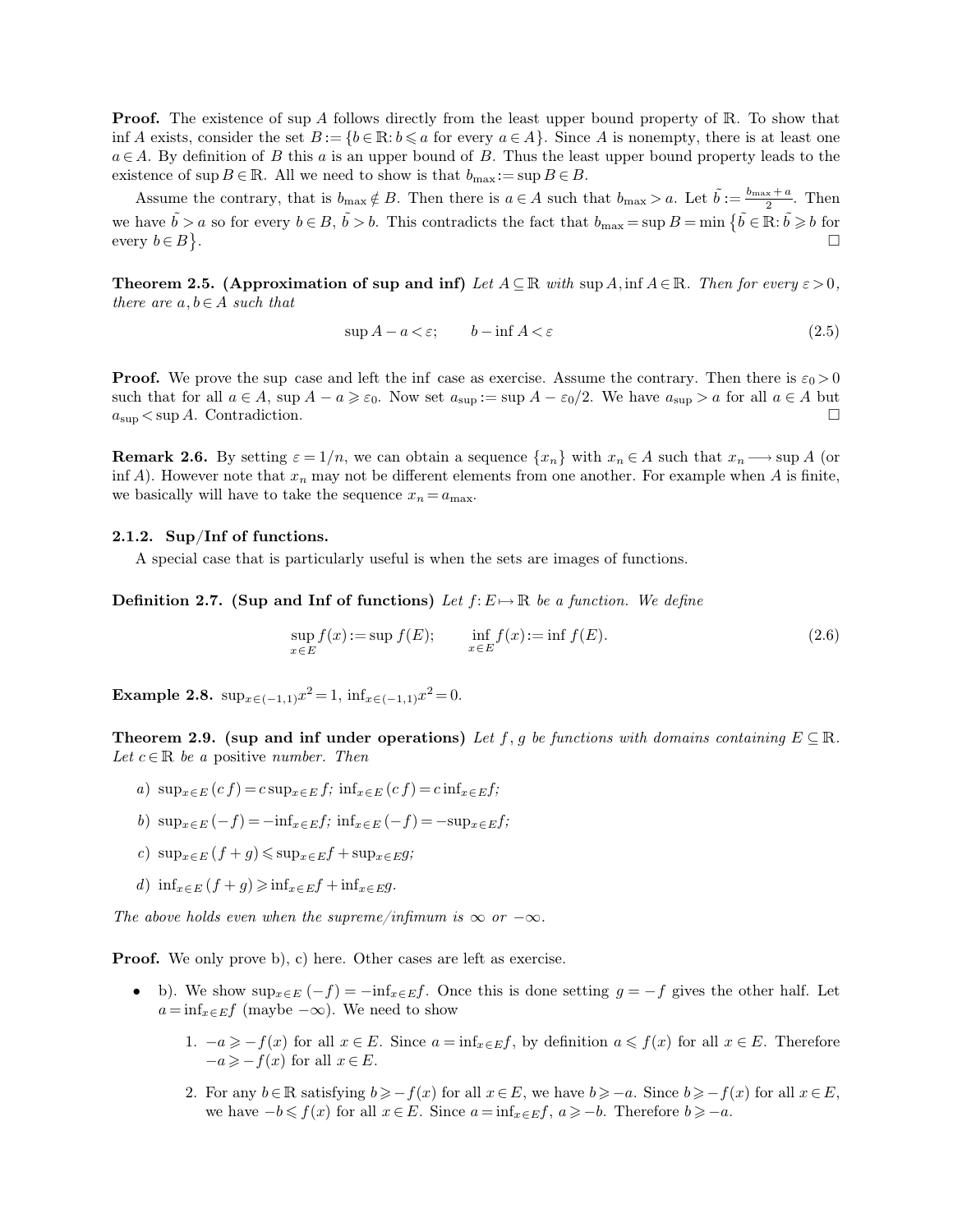**Proof.** The existence of $\sup A$ follows directly from the least upper bound property of $\mathbb{R}$. To show that $\inf A$ exists, consider the set $B := \{b \in \mathbb{R}: b \leqslant a \text{ for every } a \in A\}$. Since $A$ is nonempty, there is at least one $a \in A$. By definition of $B$ this $a$ is an upper bound of $B$. Thus the least upper bound property leads to the existence of $\sup B \in \mathbb{R}$. All we need to show is that $b_{\max} := \sup B \in B$.

Assume the contrary, that is $b_{\max} \notin B$. Then there is $a \in A$ such that $b_{\max} > a$. Let $\tilde{b} := \frac{b_{\max} + a}{2}$. Then we have $\tilde{b} > a$ so for every $b \in B$, $\tilde{b} > b$. This contradicts the fact that $b_{\max} = \sup B = \min \left\{ \tilde{b} \in \mathbb{R}: \tilde{b} \geqslant b \text{ for every } b \in B \right\}$. $\square$

**Theorem 2.5. (Approximation of sup and inf)** *Let $A \subseteq \mathbb{R}$ with $\sup A, \inf A \in \mathbb{R}$. Then for every $\varepsilon > 0$, there are $a, b \in A$ such that*

$$\sup A - a < \varepsilon; \qquad b - \inf A < \varepsilon \tag{2.5}$$

**Proof.** We prove the sup case and left the inf case as exercise. Assume the contrary. Then there is $\varepsilon_0 > 0$ such that for all $a \in A$, $\sup A - a \geqslant \varepsilon_0$. Now set $a_{\sup} := \sup A - \varepsilon_0/2$. We have $a_{\sup} > a$ for all $a \in A$ but $a_{\sup} < \sup A$. Contradiction. $\square$

**Remark 2.6.** By setting $\varepsilon = 1/n$, we can obtain a sequence $\{x_n\}$ with $x_n \in A$ such that $x_n \longrightarrow \sup A$ (or $\inf A$). However note that $x_n$ may not be different elements from one another. For example when $A$ is finite, we basically will have to take the sequence $x_n = a_{\max}$.

### 2.1.2. Sup/Inf of functions.

A special case that is particularly useful is when the sets are images of functions.

**Definition 2.7. (Sup and Inf of functions)** *Let $f: E \mapsto \mathbb{R}$ be a function. We define*

$$\sup_{x \in E} f(x) := \sup f(E); \qquad \inf_{x \in E} f(x) := \inf f(E). \tag{2.6}$$

**Example 2.8.** $\sup_{x \in (-1,1)} x^2 = 1$, $\inf_{x \in (-1,1)} x^2 = 0$.

**Theorem 2.9. (sup and inf under operations)** *Let $f, g$ be functions with domains containing $E \subseteq \mathbb{R}$. Let $c \in \mathbb{R}$ be a* positive *number. Then*

*a) $\sup_{x \in E} (c f) = c \sup_{x \in E} f$; $\inf_{x \in E} (c f) = c \inf_{x \in E} f$;*

*b) $\sup_{x \in E} (-f) = -\inf_{x \in E} f$; $\inf_{x \in E} (-f) = -\sup_{x \in E} f$;*

*c) $\sup_{x \in E} (f + g) \leqslant \sup_{x \in E} f + \sup_{x \in E} g$;*

*d) $\inf_{x \in E} (f + g) \geqslant \inf_{x \in E} f + \inf_{x \in E} g$.*

*The above holds even when the supreme/infimum is $\infty$ or $-\infty$.*

**Proof.** We only prove b), c) here. Other cases are left as exercise.

- b). We show $\sup_{x \in E} (-f) = -\inf_{x \in E} f$. Once this is done setting $g = -f$ gives the other half. Let $a = \inf_{x \in E} f$ (maybe $-\infty$). We need to show
  1. $-a \geqslant -f(x)$ for all $x \in E$. Since $a = \inf_{x \in E} f$, by definition $a \leqslant f(x)$ for all $x \in E$. Therefore $-a \geqslant -f(x)$ for all $x \in E$.
  2. For any $b \in \mathbb{R}$ satisfying $b \geqslant -f(x)$ for all $x \in E$, we have $b \geqslant -a$. Since $b \geqslant -f(x)$ for all $x \in E$, we have $-b \leqslant f(x)$ for all $x \in E$. Since $a = \inf_{x \in E} f$, $a \geqslant -b$. Therefore $b \geqslant -a$.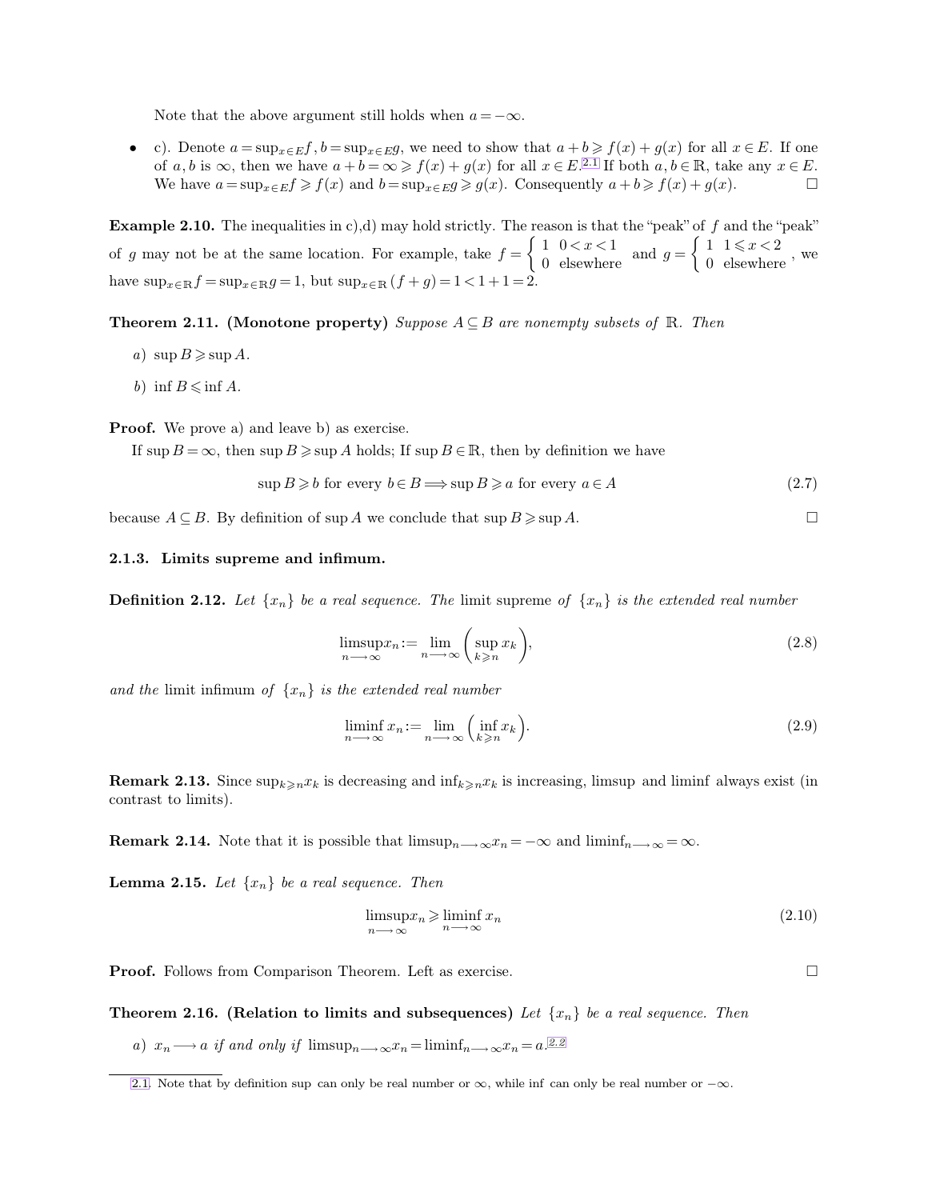Note that the above argument still holds when $a = -\infty$.

- c). Denote $a = \sup_{x \in E} f, b = \sup_{x \in E} g$, we need to show that $a + b \geqslant f(x) + g(x)$ for all $x \in E$. If one of $a, b$ is $\infty$, then we have $a + b = \infty \geqslant f(x) + g(x)$ for all $x \in E$.[2.1] If both $a, b \in \mathbb{R}$, take any $x \in E$. We have $a = \sup_{x \in E} f \geqslant f(x)$ and $b = \sup_{x \in E} g \geqslant g(x)$. Consequently $a + b \geqslant f(x) + g(x)$. □

**Example 2.10.** The inequalities in c),d) may hold strictly. The reason is that the "peak" of $f$ and the "peak" of $g$ may not be at the same location. For example, take $f = \begin{cases} 1 & 0 < x < 1 \\ 0 & \text{elsewhere} \end{cases}$ and $g = \begin{cases} 1 & 1 \leqslant x < 2 \\ 0 & \text{elsewhere} \end{cases}$, we have $\sup_{x \in \mathbb{R}} f = \sup_{x \in \mathbb{R}} g = 1$, but $\sup_{x \in \mathbb{R}} (f + g) = 1 < 1 + 1 = 2$.

**Theorem 2.11. (Monotone property)** *Suppose $A \subseteq B$ are nonempty subsets of $\mathbb{R}$. Then*

*a)* $\sup B \geqslant \sup A$.

*b)* $\inf B \leqslant \inf A$.

**Proof.** We prove a) and leave b) as exercise.

If $\sup B = \infty$, then $\sup B \geqslant \sup A$ holds; If $\sup B \in \mathbb{R}$, then by definition we have

$$\sup B \geqslant b \text{ for every } b \in B \Longrightarrow \sup B \geqslant a \text{ for every } a \in A \tag{2.7}$$

because $A \subseteq B$. By definition of $\sup A$ we conclude that $\sup B \geqslant \sup A$. □

### 2.1.3. Limits supreme and infimum.

**Definition 2.12.** *Let $\{x_n\}$ be a real sequence. The* limit supreme *of $\{x_n\}$ is the extended real number*

$$\limsup_{n \longrightarrow \infty} x_n := \lim_{n \longrightarrow \infty} \left( \sup_{k \geqslant n} x_k \right), \tag{2.8}$$

*and the* limit infimum *of $\{x_n\}$ is the extended real number*

$$\liminf_{n \longrightarrow \infty} x_n := \lim_{n \longrightarrow \infty} \left( \inf_{k \geqslant n} x_k \right). \tag{2.9}$$

**Remark 2.13.** Since $\sup_{k \geqslant n} x_k$ is decreasing and $\inf_{k \geqslant n} x_k$ is increasing, limsup and liminf always exist (in contrast to limits).

**Remark 2.14.** Note that it is possible that $\limsup_{n \longrightarrow \infty} x_n = -\infty$ and $\liminf_{n \longrightarrow \infty} = \infty$.

**Lemma 2.15.** *Let $\{x_n\}$ be a real sequence. Then*

$$\limsup_{n \longrightarrow \infty} x_n \geqslant \liminf_{n \longrightarrow \infty} x_n \tag{2.10}$$

**Proof.** Follows from Comparison Theorem. Left as exercise. □

**Theorem 2.16. (Relation to limits and subsequences)** *Let $\{x_n\}$ be a real sequence. Then*

*a)* $x_n \longrightarrow a$ *if and only if* $\limsup_{n \longrightarrow \infty} x_n = \liminf_{n \longrightarrow \infty} x_n = a$.[2.2]

[2.1] Note that by definition sup can only be real number or $\infty$, while inf can only be real number or $-\infty$.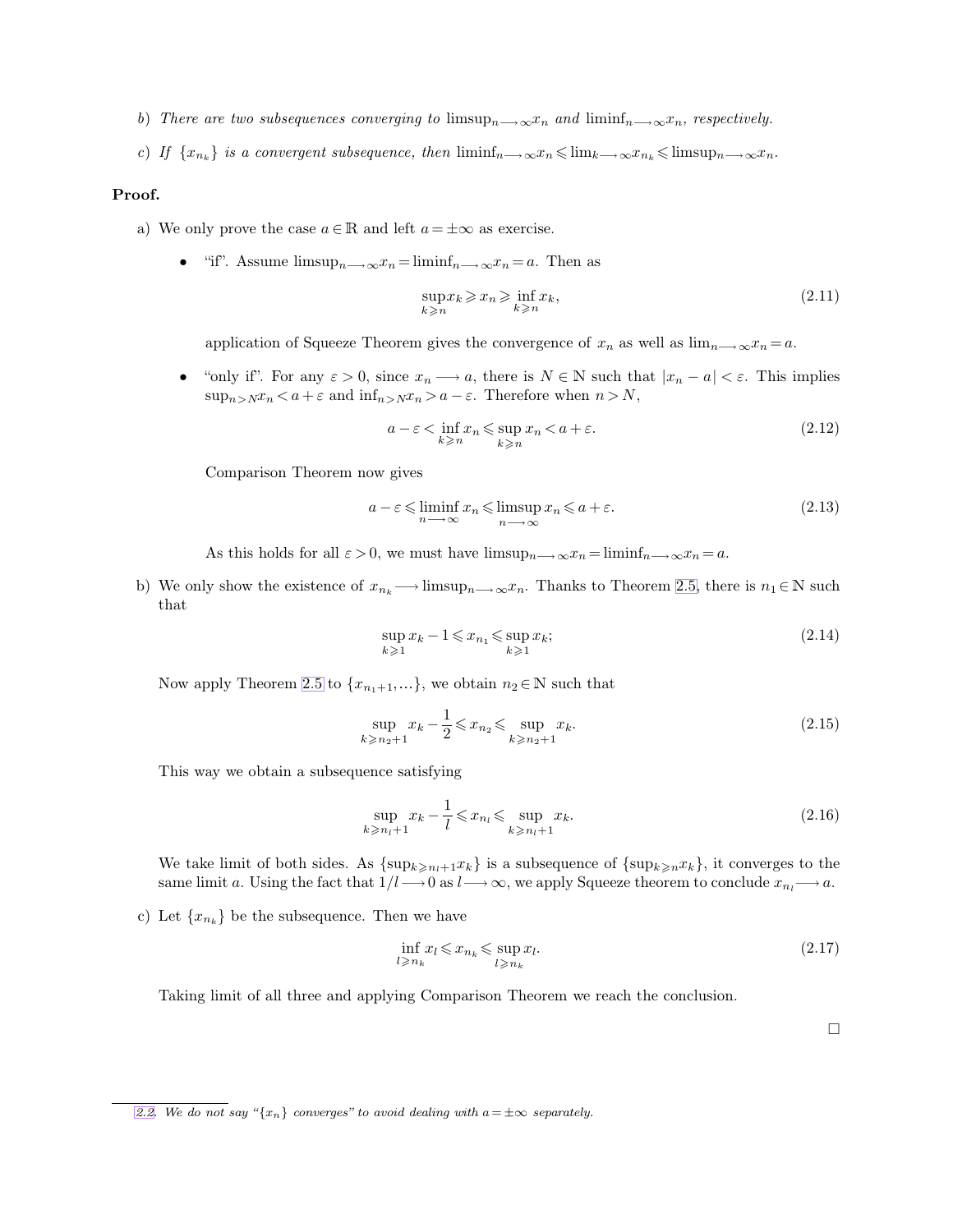b) *There are two subsequences converging to* $\limsup_{n\longrightarrow\infty} x_n$ *and* $\liminf_{n\longrightarrow\infty} x_n$*, respectively.*

c) *If* $\{x_{n_k}\}$ *is a convergent subsequence, then* $\liminf_{n\longrightarrow\infty} x_n \leqslant \lim_{k\longrightarrow\infty} x_{n_k} \leqslant \limsup_{n\longrightarrow\infty} x_n$.

**Proof.**

a) We only prove the case $a\in\mathbb{R}$ and left $a=\pm\infty$ as exercise.

- "if". Assume $\limsup_{n\longrightarrow\infty} x_n = \liminf_{n\longrightarrow\infty} x_n = a$. Then as

$$\sup_{k\geqslant n} x_k \geqslant x_n \geqslant \inf_{k\geqslant n} x_k, \tag{2.11}$$

application of Squeeze Theorem gives the convergence of $x_n$ as well as $\lim_{n\longrightarrow\infty} x_n = a$.

- "only if". For any $\varepsilon>0$, since $x_n \longrightarrow a$, there is $N\in\mathbb{N}$ such that $|x_n - a| < \varepsilon$. This implies $\sup_{n>N} x_n < a+\varepsilon$ and $\inf_{n>N} x_n > a-\varepsilon$. Therefore when $n>N$,

$$a-\varepsilon < \inf_{k\geqslant n} x_n \leqslant \sup_{k\geqslant n} x_n < a+\varepsilon. \tag{2.12}$$

Comparison Theorem now gives

$$a-\varepsilon \leqslant \liminf_{n\longrightarrow\infty} x_n \leqslant \limsup_{n\longrightarrow\infty} x_n \leqslant a+\varepsilon. \tag{2.13}$$

As this holds for all $\varepsilon>0$, we must have $\limsup_{n\longrightarrow\infty} x_n = \liminf_{n\longrightarrow\infty} x_n = a$.

b) We only show the existence of $x_{n_k} \longrightarrow \limsup_{n\longrightarrow\infty} x_n$. Thanks to Theorem 2.5, there is $n_1\in\mathbb{N}$ such that

$$\sup_{k\geqslant 1} x_k - 1 \leqslant x_{n_1} \leqslant \sup_{k\geqslant 1} x_k; \tag{2.14}$$

Now apply Theorem 2.5 to $\{x_{n_1+1},\ldots\}$, we obtain $n_2\in\mathbb{N}$ such that

$$\sup_{k\geqslant n_2+1} x_k - \frac{1}{2} \leqslant x_{n_2} \leqslant \sup_{k\geqslant n_2+1} x_k. \tag{2.15}$$

This way we obtain a subsequence satisfying

$$\sup_{k\geqslant n_l+1} x_k - \frac{1}{l} \leqslant x_{n_l} \leqslant \sup_{k\geqslant n_l+1} x_k. \tag{2.16}$$

We take limit of both sides. As $\{\sup_{k\geqslant n_l+1} x_k\}$ is a subsequence of $\{\sup_{k\geqslant n} x_k\}$, it converges to the same limit $a$. Using the fact that $1/l\longrightarrow 0$ as $l\longrightarrow\infty$, we apply Squeeze theorem to conclude $x_{n_l}\longrightarrow a$.

c) Let $\{x_{n_k}\}$ be the subsequence. Then we have

$$\inf_{l\geqslant n_k} x_l \leqslant x_{n_k} \leqslant \sup_{l\geqslant n_k} x_l. \tag{2.17}$$

Taking limit of all three and applying Comparison Theorem we reach the conclusion.

□

2.2. *We do not say "$\{x_n\}$ converges" to avoid dealing with $a=\pm\infty$ separately.*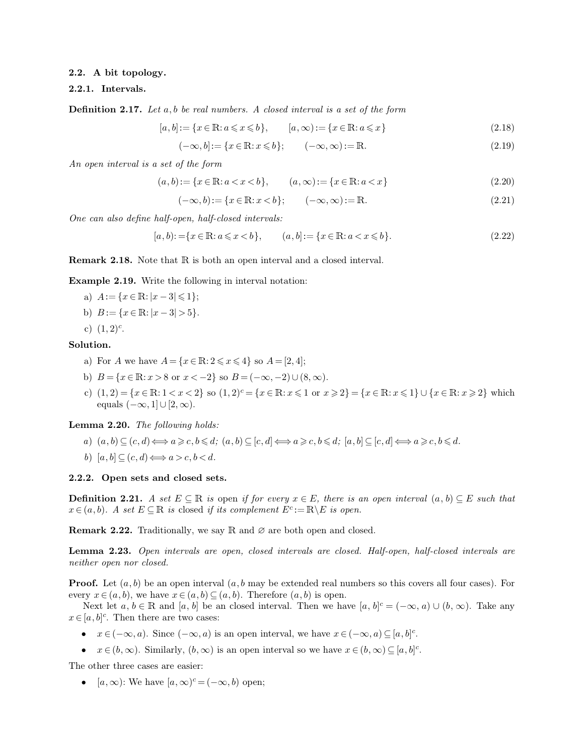### 2.2. A bit topology.

#### 2.2.1. Intervals.

**Definition 2.17.** *Let $a, b$ be real numbers. A closed interval is a set of the form*

$$[a,b] := \{x \in \mathbb{R}: a \leqslant x \leqslant b\}, \qquad [a,\infty) := \{x \in \mathbb{R}: a \leqslant x\} \tag{2.18}$$

$$(-\infty,b] := \{x \in \mathbb{R}: x \leqslant b\}; \qquad (-\infty,\infty) := \mathbb{R}. \tag{2.19}$$

*An open interval is a set of the form*

$$(a,b) := \{x \in \mathbb{R}: a < x < b\}, \qquad (a,\infty) := \{x \in \mathbb{R}: a < x\} \tag{2.20}$$

$$(-\infty,b) := \{x \in \mathbb{R}: x < b\}; \qquad (-\infty,\infty) := \mathbb{R}. \tag{2.21}$$

*One can also define half-open, half-closed intervals:*

$$[a,b) := \{x \in \mathbb{R}: a \leqslant x < b\}, \qquad (a,b] := \{x \in \mathbb{R}: a < x \leqslant b\}. \tag{2.22}$$

**Remark 2.18.** Note that $\mathbb{R}$ is both an open interval and a closed interval.

**Example 2.19.** Write the following in interval notation:

a) $A := \{x \in \mathbb{R}: |x-3| \leqslant 1\}$;

b) $B := \{x \in \mathbb{R}: |x-3| > 5\}$.

c) $(1,2)^c$.

**Solution.**

a) For $A$ we have $A = \{x \in \mathbb{R}: 2 \leqslant x \leqslant 4\}$ so $A = [2,4]$;

b) $B = \{x \in \mathbb{R}: x > 8 \text{ or } x < -2\}$ so $B = (-\infty,-2) \cup (8,\infty)$.

c) $(1,2) = \{x \in \mathbb{R}: 1 < x < 2\}$ so $(1,2)^c = \{x \in \mathbb{R}: x \leqslant 1 \text{ or } x \geqslant 2\} = \{x \in \mathbb{R}: x \leqslant 1\} \cup \{x \in \mathbb{R}: x \geqslant 2\}$ which equals $(-\infty,1] \cup [2,\infty)$.

**Lemma 2.20.** *The following holds:*

*a)* $(a,b) \subseteq (c,d) \Longleftrightarrow a \geqslant c, b \leqslant d$; $(a,b) \subseteq [c,d] \Longleftrightarrow a \geqslant c, b \leqslant d$; $[a,b] \subseteq [c,d] \Longleftrightarrow a \geqslant c, b \leqslant d$.

*b)* $[a,b] \subseteq (c,d) \Longleftrightarrow a > c, b < d$.

#### 2.2.2. Open sets and closed sets.

**Definition 2.21.** *A set $E \subseteq \mathbb{R}$ is* open *if for every $x \in E$, there is an open interval $(a,b) \subseteq E$ such that $x \in (a,b)$. A set $E \subseteq \mathbb{R}$ is* closed *if its complement $E^c := \mathbb{R} \backslash E$ is open.*

**Remark 2.22.** Traditionally, we say $\mathbb{R}$ and $\varnothing$ are both open and closed.

**Lemma 2.23.** *Open intervals are open, closed intervals are closed. Half-open, half-closed intervals are neither open nor closed.*

**Proof.** Let $(a,b)$ be an open interval ($a,b$ may be extended real numbers so this covers all four cases). For every $x \in (a,b)$, we have $x \in (a,b) \subseteq (a,b)$. Therefore $(a,b)$ is open.

Next let $a, b \in \mathbb{R}$ and $[a,b]$ be an closed interval. Then we have $[a,b]^c = (-\infty,a) \cup (b,\infty)$. Take any $x \in [a,b]^c$. Then there are two cases:

- $x \in (-\infty,a)$. Since $(-\infty,a)$ is an open interval, we have $x \in (-\infty,a) \subseteq [a,b]^c$.
- $x \in (b,\infty)$. Similarly, $(b,\infty)$ is an open interval so we have $x \in (b,\infty) \subseteq [a,b]^c$.

The other three cases are easier:

- $[a,\infty)$: We have $[a,\infty)^c = (-\infty,b)$ open;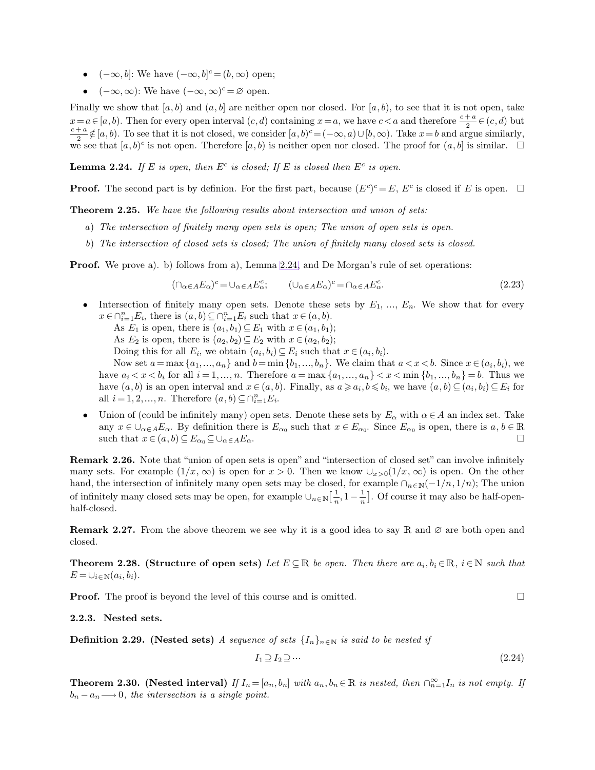- $(-\infty, b]$: We have $(-\infty, b]^c = (b, \infty)$ open;
- $(-\infty, \infty)$: We have $(-\infty, \infty)^c = \varnothing$ open.

Finally we show that $[a, b)$ and $(a, b]$ are neither open nor closed. For $[a, b)$, to see that it is not open, take $x = a \in [a, b)$. Then for every open interval $(c, d)$ containing $x = a$, we have $c < a$ and therefore $\frac{c+a}{2} \in (c, d)$ but $\frac{c+a}{2} \notin [a, b)$. To see that it is not closed, we consider $[a, b)^c = (-\infty, a) \cup [b, \infty)$. Take $x = b$ and argue similarly, we see that $[a, b)^c$ is not open. Therefore $[a, b)$ is neither open nor closed. The proof for $(a, b]$ is similar. $\square$

**Lemma 2.24.** *If $E$ is open, then $E^c$ is closed; If $E$ is closed then $E^c$ is open.*

**Proof.** The second part is by definion. For the first part, because $(E^c)^c = E$, $E^c$ is closed if $E$ is open. $\square$

**Theorem 2.25.** *We have the following results about intersection and union of sets:*

*a) The intersection of finitely many open sets is open; The union of open sets is open.*

*b) The intersection of closed sets is closed; The union of finitely many closed sets is closed.*

**Proof.** We prove a). b) follows from a), Lemma 2.24, and De Morgan's rule of set operations:

$$(\cap_{\alpha \in A} E_\alpha)^c = \cup_{\alpha \in A} E_\alpha^c; \qquad (\cup_{\alpha \in A} E_\alpha)^c = \cap_{\alpha \in A} E_\alpha^c. \tag{2.23}$$

- Intersection of finitely many open sets. Denote these sets by $E_1, \ldots, E_n$. We show that for every $x \in \cap_{i=1}^n E_i$, there is $(a, b) \subseteq \cap_{i=1}^n E_i$ such that $x \in (a, b)$.

  As $E_1$ is open, there is $(a_1, b_1) \subseteq E_1$ with $x \in (a_1, b_1)$;

  As $E_2$ is open, there is $(a_2, b_2) \subseteq E_2$ with $x \in (a_2, b_2)$;

  Doing this for all $E_i$, we obtain $(a_i, b_i) \subseteq E_i$ such that $x \in (a_i, b_i)$.

  Now set $a = \max\{a_1, \ldots, a_n\}$ and $b = \min\{b_1, \ldots, b_n\}$. We claim that $a < x < b$. Since $x \in (a_i, b_i)$, we have $a_i < x < b_i$ for all $i = 1, \ldots, n$. Therefore $a = \max\{a_1, \ldots, a_n\} < x < \min\{b_1, \ldots, b_n\} = b$. Thus we have $(a, b)$ is an open interval and $x \in (a, b)$. Finally, as $a \geqslant a_i, b \leqslant b_i$, we have $(a, b) \subseteq (a_i, b_i) \subseteq E_i$ for all $i = 1, 2, \ldots, n$. Therefore $(a, b) \subseteq \cap_{i=1}^n E_i$.

- Union of (could be infinitely many) open sets. Denote these sets by $E_\alpha$ with $\alpha \in A$ an index set. Take any $x \in \cup_{\alpha \in A} E_\alpha$. By definition there is $E_{\alpha_0}$ such that $x \in E_{\alpha_0}$. Since $E_{\alpha_0}$ is open, there is $a, b \in \mathbb{R}$ such that $x \in (a, b) \subseteq E_{\alpha_0} \subseteq \cup_{\alpha \in A} E_\alpha$. $\square$

**Remark 2.26.** Note that "union of open sets is open" and "intersection of closed set" can involve infinitely many sets. For example $(1/x, \infty)$ is open for $x > 0$. Then we know $\cup_{x>0}(1/x, \infty)$ is open. On the other hand, the intersection of infinitely many open sets may be closed, for example $\cap_{n \in \mathbb{N}}(-1/n, 1/n)$; The union of infinitely many closed sets may be open, for example $\cup_{n \in \mathbb{N}}\left[\frac{1}{n}, 1 - \frac{1}{n}\right]$. Of course it may also be half-open-half-closed.

**Remark 2.27.** From the above theorem we see why it is a good idea to say $\mathbb{R}$ and $\varnothing$ are both open and closed.

**Theorem 2.28. (Structure of open sets)** *Let $E \subseteq \mathbb{R}$ be open. Then there are $a_i, b_i \in \mathbb{R}$, $i \in \mathbb{N}$ such that $E = \cup_{i \in \mathbb{N}}(a_i, b_i)$.*

**Proof.** The proof is beyond the level of this course and is omitted. $\square$

### 2.2.3. Nested sets.

**Definition 2.29. (Nested sets)** *A sequence of sets $\{I_n\}_{n \in \mathbb{N}}$ is said to be nested if*

$$I_1 \supseteq I_2 \supseteq \cdots \tag{2.24}$$

**Theorem 2.30. (Nested interval)** *If $I_n = [a_n, b_n]$ with $a_n, b_n \in \mathbb{R}$ is nested, then $\cap_{n=1}^\infty I_n$ is not empty. If $b_n - a_n \longrightarrow 0$, the intersection is a single point.*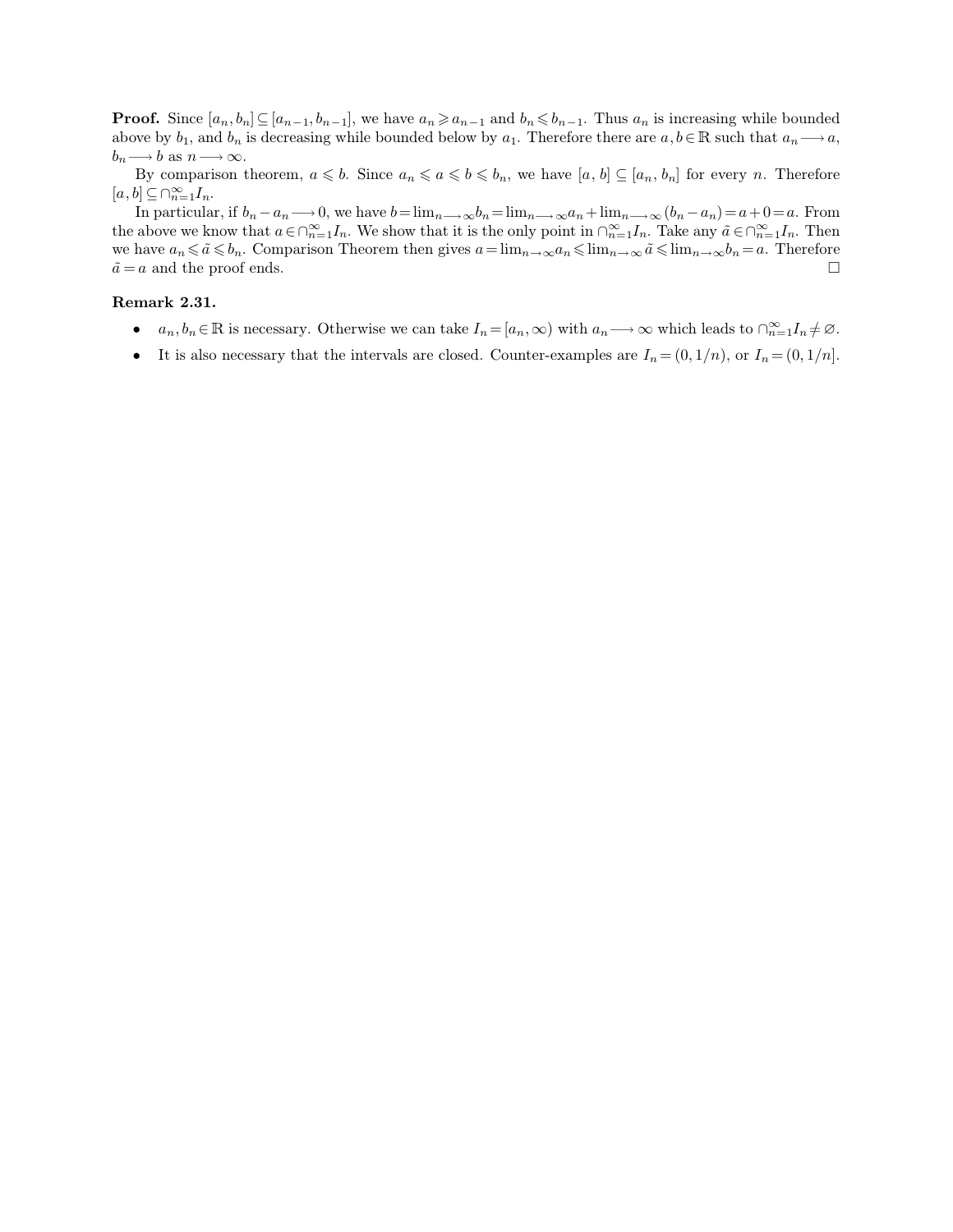**Proof.** Since $[a_n, b_n] \subseteq [a_{n-1}, b_{n-1}]$, we have $a_n \geqslant a_{n-1}$ and $b_n \leqslant b_{n-1}$. Thus $a_n$ is increasing while bounded above by $b_1$, and $b_n$ is decreasing while bounded below by $a_1$. Therefore there are $a, b \in \mathbb{R}$ such that $a_n \longrightarrow a$, $b_n \longrightarrow b$ as $n \longrightarrow \infty$.

By comparison theorem, $a \leqslant b$. Since $a_n \leqslant a \leqslant b \leqslant b_n$, we have $[a, b] \subseteq [a_n, b_n]$ for every $n$. Therefore $[a, b] \subseteq \cap_{n=1}^{\infty} I_n$.

In particular, if $b_n - a_n \longrightarrow 0$, we have $b = \lim_{n \longrightarrow \infty} b_n = \lim_{n \longrightarrow \infty} a_n + \lim_{n \longrightarrow \infty} (b_n - a_n) = a + 0 = a$. From the above we know that $a \in \cap_{n=1}^{\infty} I_n$. We show that it is the only point in $\cap_{n=1}^{\infty} I_n$. Take any $\tilde{a} \in \cap_{n=1}^{\infty} I_n$. Then we have $a_n \leqslant \tilde{a} \leqslant b_n$. Comparison Theorem then gives $a = \lim_{n \to \infty} a_n \leqslant \lim_{n \to \infty} \tilde{a} \leqslant \lim_{n \to \infty} b_n = a$. Therefore $\tilde{a} = a$ and the proof ends. □

**Remark 2.31.**

- $a_n, b_n \in \mathbb{R}$ is necessary. Otherwise we can take $I_n = [a_n, \infty)$ with $a_n \longrightarrow \infty$ which leads to $\cap_{n=1}^{\infty} I_n \neq \varnothing$.
- It is also necessary that the intervals are closed. Counter-examples are $I_n = (0, 1/n)$, or $I_n = (0, 1/n]$.